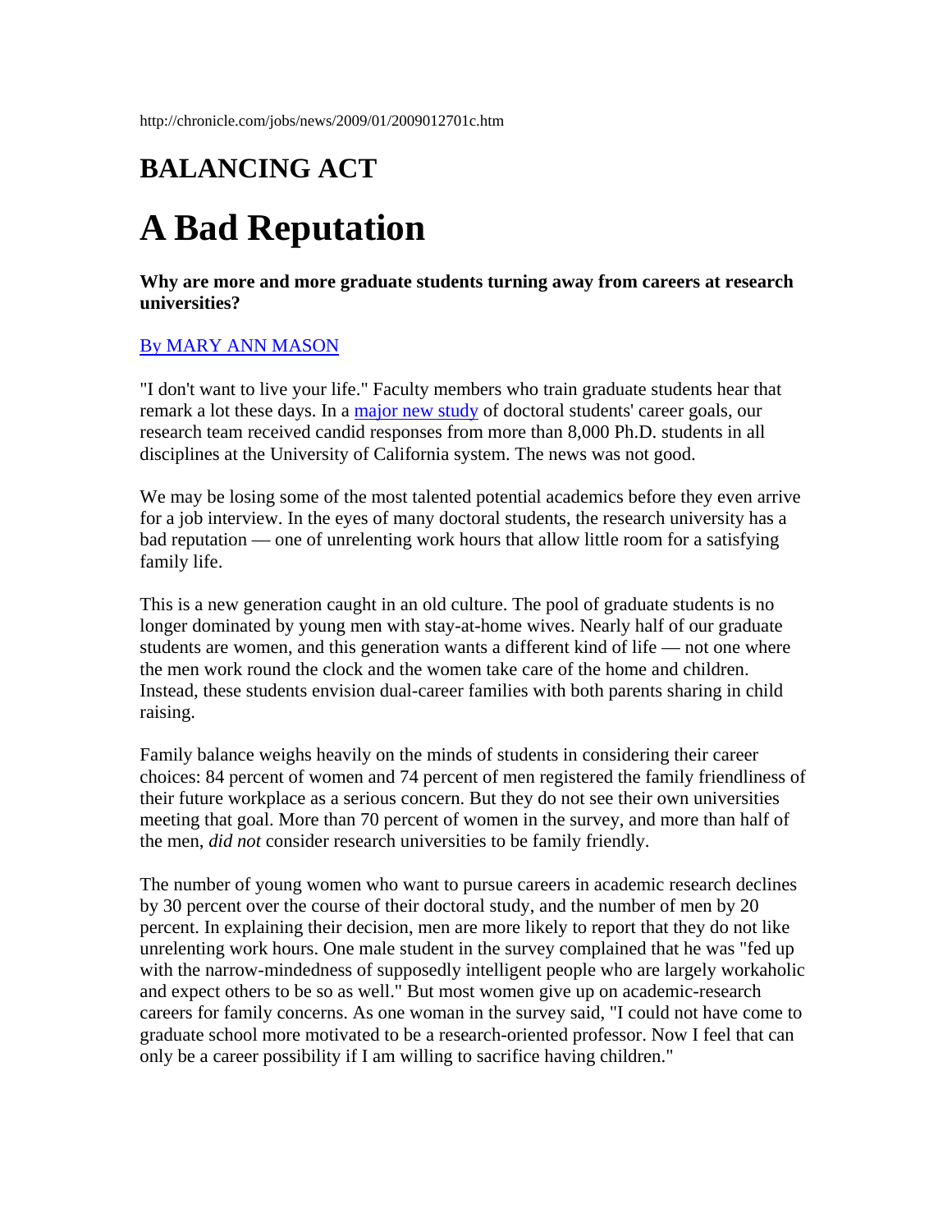http://chronicle.com/jobs/news/2009/01/2009012701c.htm

## BALANCING ACT

# A Bad Reputation

**Why are more and more graduate students turning away from careers at research universities?**

By MARY ANN MASON

"I don't want to live your life." Faculty members who train graduate students hear that remark a lot these days. In a major new study of doctoral students' career goals, our research team received candid responses from more than 8,000 Ph.D. students in all disciplines at the University of California system. The news was not good.

We may be losing some of the most talented potential academics before they even arrive for a job interview. In the eyes of many doctoral students, the research university has a bad reputation — one of unrelenting work hours that allow little room for a satisfying family life.

This is a new generation caught in an old culture. The pool of graduate students is no longer dominated by young men with stay-at-home wives. Nearly half of our graduate students are women, and this generation wants a different kind of life — not one where the men work round the clock and the women take care of the home and children. Instead, these students envision dual-career families with both parents sharing in child raising.

Family balance weighs heavily on the minds of students in considering their career choices: 84 percent of women and 74 percent of men registered the family friendliness of their future workplace as a serious concern. But they do not see their own universities meeting that goal. More than 70 percent of women in the survey, and more than half of the men, *did not* consider research universities to be family friendly.

The number of young women who want to pursue careers in academic research declines by 30 percent over the course of their doctoral study, and the number of men by 20 percent. In explaining their decision, men are more likely to report that they do not like unrelenting work hours. One male student in the survey complained that he was "fed up with the narrow-mindedness of supposedly intelligent people who are largely workaholic and expect others to be so as well." But most women give up on academic-research careers for family concerns. As one woman in the survey said, "I could not have come to graduate school more motivated to be a research-oriented professor. Now I feel that can only be a career possibility if I am willing to sacrifice having children."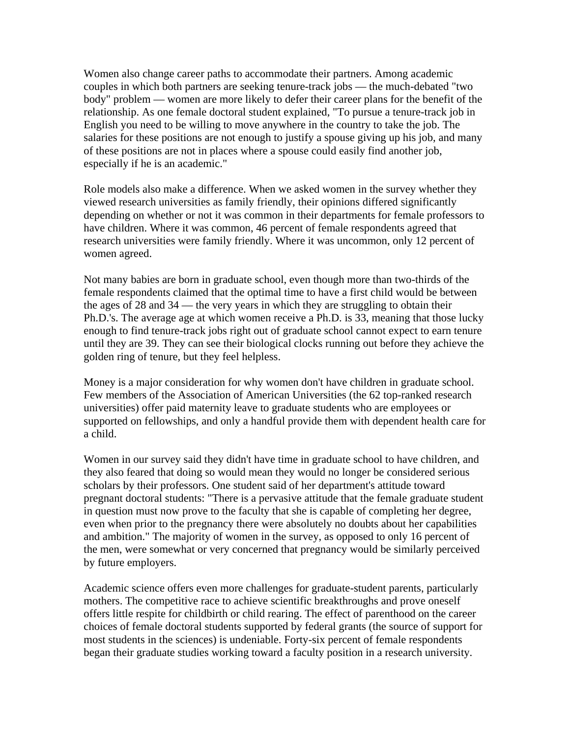Women also change career paths to accommodate their partners. Among academic couples in which both partners are seeking tenure-track jobs — the much-debated "two body" problem — women are more likely to defer their career plans for the benefit of the relationship. As one female doctoral student explained, "To pursue a tenure-track job in English you need to be willing to move anywhere in the country to take the job. The salaries for these positions are not enough to justify a spouse giving up his job, and many of these positions are not in places where a spouse could easily find another job, especially if he is an academic."

Role models also make a difference. When we asked women in the survey whether they viewed research universities as family friendly, their opinions differed significantly depending on whether or not it was common in their departments for female professors to have children. Where it was common, 46 percent of female respondents agreed that research universities were family friendly. Where it was uncommon, only 12 percent of women agreed.

Not many babies are born in graduate school, even though more than two-thirds of the female respondents claimed that the optimal time to have a first child would be between the ages of 28 and 34 — the very years in which they are struggling to obtain their Ph.D.'s. The average age at which women receive a Ph.D. is 33, meaning that those lucky enough to find tenure-track jobs right out of graduate school cannot expect to earn tenure until they are 39. They can see their biological clocks running out before they achieve the golden ring of tenure, but they feel helpless.

Money is a major consideration for why women don't have children in graduate school. Few members of the Association of American Universities (the 62 top-ranked research universities) offer paid maternity leave to graduate students who are employees or supported on fellowships, and only a handful provide them with dependent health care for a child.

Women in our survey said they didn't have time in graduate school to have children, and they also feared that doing so would mean they would no longer be considered serious scholars by their professors. One student said of her department's attitude toward pregnant doctoral students: "There is a pervasive attitude that the female graduate student in question must now prove to the faculty that she is capable of completing her degree, even when prior to the pregnancy there were absolutely no doubts about her capabilities and ambition." The majority of women in the survey, as opposed to only 16 percent of the men, were somewhat or very concerned that pregnancy would be similarly perceived by future employers.

Academic science offers even more challenges for graduate-student parents, particularly mothers. The competitive race to achieve scientific breakthroughs and prove oneself offers little respite for childbirth or child rearing. The effect of parenthood on the career choices of female doctoral students supported by federal grants (the source of support for most students in the sciences) is undeniable. Forty-six percent of female respondents began their graduate studies working toward a faculty position in a research university.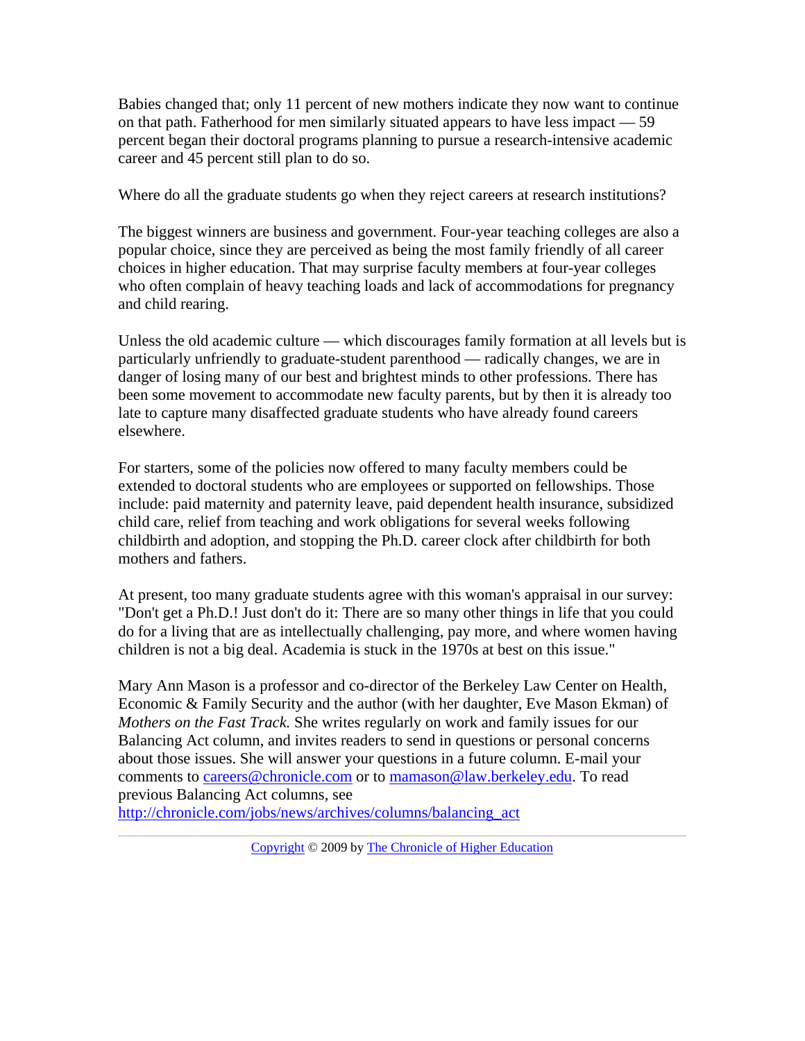Babies changed that; only 11 percent of new mothers indicate they now want to continue on that path. Fatherhood for men similarly situated appears to have less impact — 59 percent began their doctoral programs planning to pursue a research-intensive academic career and 45 percent still plan to do so.

Where do all the graduate students go when they reject careers at research institutions?

The biggest winners are business and government. Four-year teaching colleges are also a popular choice, since they are perceived as being the most family friendly of all career choices in higher education. That may surprise faculty members at four-year colleges who often complain of heavy teaching loads and lack of accommodations for pregnancy and child rearing.

Unless the old academic culture — which discourages family formation at all levels but is particularly unfriendly to graduate-student parenthood — radically changes, we are in danger of losing many of our best and brightest minds to other professions. There has been some movement to accommodate new faculty parents, but by then it is already too late to capture many disaffected graduate students who have already found careers elsewhere.

For starters, some of the policies now offered to many faculty members could be extended to doctoral students who are employees or supported on fellowships. Those include: paid maternity and paternity leave, paid dependent health insurance, subsidized child care, relief from teaching and work obligations for several weeks following childbirth and adoption, and stopping the Ph.D. career clock after childbirth for both mothers and fathers.

At present, too many graduate students agree with this woman's appraisal in our survey: "Don't get a Ph.D.! Just don't do it: There are so many other things in life that you could do for a living that are as intellectually challenging, pay more, and where women having children is not a big deal. Academia is stuck in the 1970s at best on this issue."

Mary Ann Mason is a professor and co-director of the Berkeley Law Center on Health, Economic & Family Security and the author (with her daughter, Eve Mason Ekman) of *Mothers on the Fast Track.* She writes regularly on work and family issues for our Balancing Act column, and invites readers to send in questions or personal concerns about those issues. She will answer your questions in a future column. E-mail your comments to careers@chronicle.com or to mamason@law.berkeley.edu. To read previous Balancing Act columns, see http://chronicle.com/jobs/news/archives/columns/balancing_act

---

Copyright © 2009 by The Chronicle of Higher Education